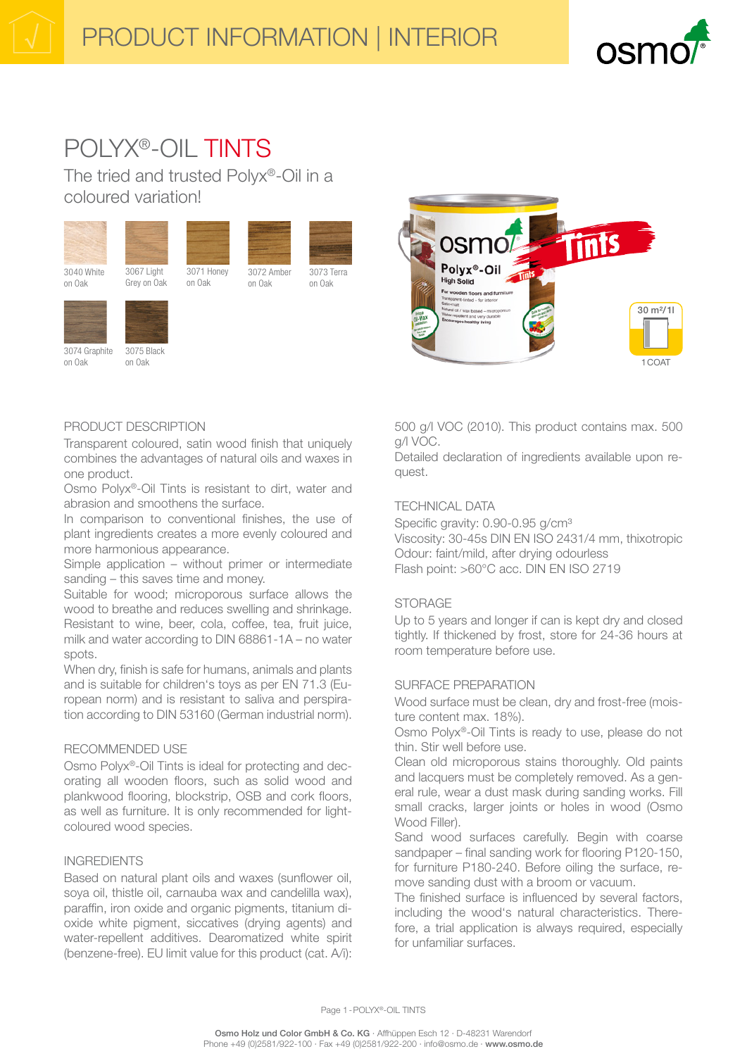# POLYX®-OIL TINTS

## The tried and trusted Polyx®-Oil in a coloured variation!

3040 White on Oak
3067 Light Grey on Oak
3071 Honey on Oak
3072 Amber on Oak
3073 Terra on Oak
3074 Graphite on Oak
3075 Black on Oak

30 m²/1l
1 COAT

### PRODUCT DESCRIPTION

Transparent coloured, satin wood finish that uniquely combines the advantages of natural oils and waxes in one product.
Osmo Polyx®-Oil Tints is resistant to dirt, water and abrasion and smoothens the surface.
In comparison to conventional finishes, the use of plant ingredients creates a more evenly coloured and more harmonious appearance.
Simple application – without primer or intermediate sanding – this saves time and money.
Suitable for wood; microporous surface allows the wood to breathe and reduces swelling and shrinkage.
Resistant to wine, beer, cola, coffee, tea, fruit juice, milk and water according to DIN 68861-1A – no water spots.
When dry, finish is safe for humans, animals and plants and is suitable for children's toys as per EN 71.3 (European norm) and is resistant to saliva and perspiration according to DIN 53160 (German industrial norm).

### RECOMMENDED USE

Osmo Polyx®-Oil Tints is ideal for protecting and decorating all wooden floors, such as solid wood and plankwood flooring, blockstrip, OSB and cork floors, as well as furniture. It is only recommended for light-coloured wood species.

### INGREDIENTS

Based on natural plant oils and waxes (sunflower oil, soya oil, thistle oil, carnauba wax and candelilla wax), paraffin, iron oxide and organic pigments, titanium dioxide white pigment, siccatives (drying agents) and water-repellent additives. Dearomatized white spirit (benzene-free). EU limit value for this product (cat. A/i): 500 g/l VOC (2010). This product contains max. 500 g/l VOC.
Detailed declaration of ingredients available upon request.

### TECHNICAL DATA

Specific gravity: 0.90-0.95 g/cm³
Viscosity: 30-45s DIN EN ISO 2431/4 mm, thixotropic
Odour: faint/mild, after drying odourless
Flash point: >60°C acc. DIN EN ISO 2719

### STORAGE

Up to 5 years and longer if can is kept dry and closed tightly. If thickened by frost, store for 24-36 hours at room temperature before use.

### SURFACE PREPARATION

Wood surface must be clean, dry and frost-free (moisture content max. 18%).
Osmo Polyx®-Oil Tints is ready to use, please do not thin. Stir well before use.
Clean old microporous stains thoroughly. Old paints and lacquers must be completely removed. As a general rule, wear a dust mask during sanding works. Fill small cracks, larger joints or holes in wood (Osmo Wood Filler).
Sand wood surfaces carefully. Begin with coarse sandpaper – final sanding work for flooring P120-150, for furniture P180-240. Before oiling the surface, remove sanding dust with a broom or vacuum.
The finished surface is influenced by several factors, including the wood's natural characteristics. Therefore, a trial application is always required, especially for unfamiliar surfaces.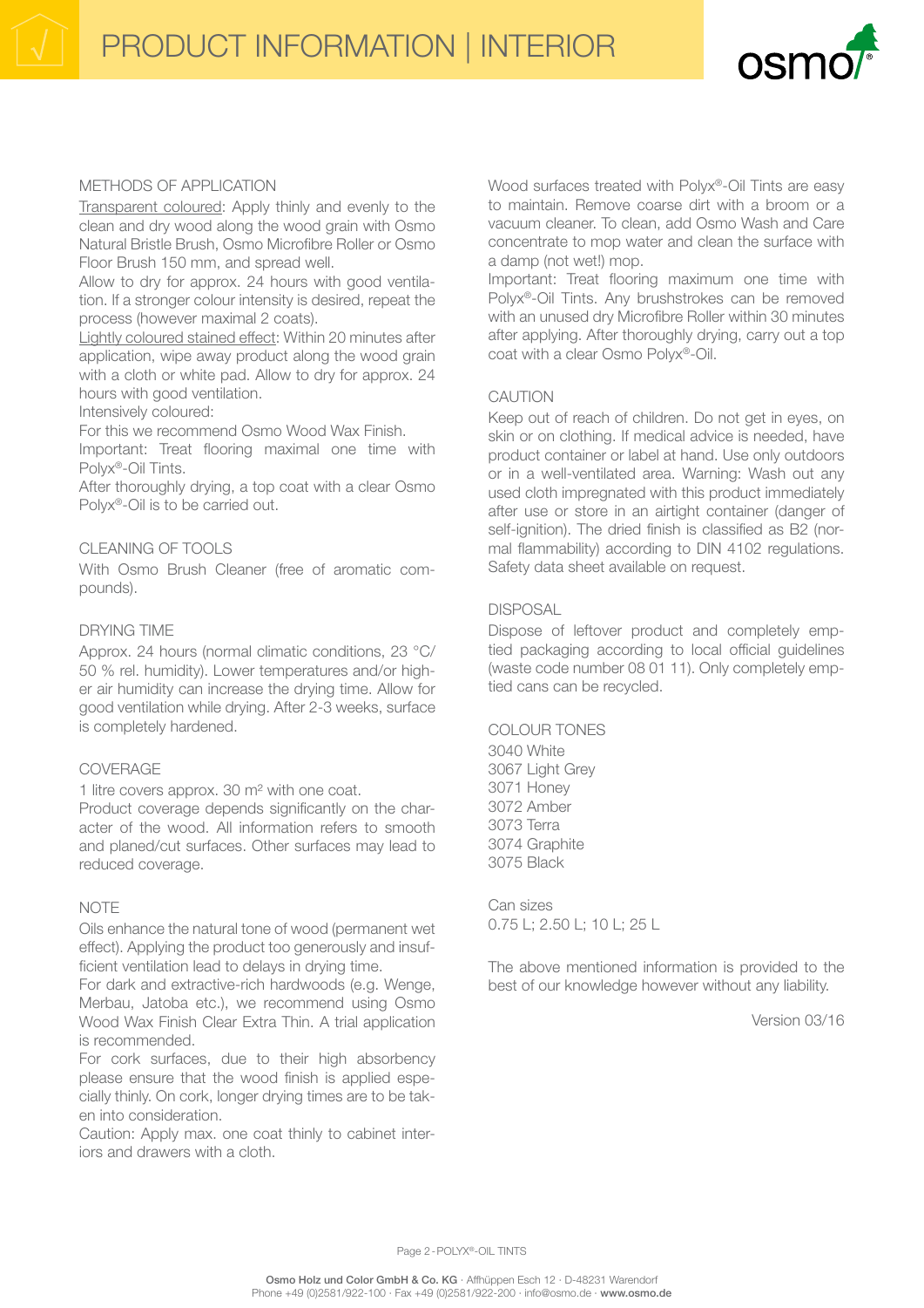## METHODS OF APPLICATION

Transparent coloured: Apply thinly and evenly to the clean and dry wood along the wood grain with Osmo Natural Bristle Brush, Osmo Microfibre Roller or Osmo Floor Brush 150 mm, and spread well.
Allow to dry for approx. 24 hours with good ventilation. If a stronger colour intensity is desired, repeat the process (however maximal 2 coats).
Lightly coloured stained effect: Within 20 minutes after application, wipe away product along the wood grain with a cloth or white pad. Allow to dry for approx. 24 hours with good ventilation.
Intensively coloured:
For this we recommend Osmo Wood Wax Finish.
Important: Treat flooring maximal one time with Polyx®-Oil Tints.
After thoroughly drying, a top coat with a clear Osmo Polyx®-Oil is to be carried out.

## CLEANING OF TOOLS

With Osmo Brush Cleaner (free of aromatic compounds).

## DRYING TIME

Approx. 24 hours (normal climatic conditions, 23 °C/ 50 % rel. humidity). Lower temperatures and/or higher air humidity can increase the drying time. Allow for good ventilation while drying. After 2-3 weeks, surface is completely hardened.

## COVERAGE

1 litre covers approx. 30 m² with one coat.
Product coverage depends significantly on the character of the wood. All information refers to smooth and planed/cut surfaces. Other surfaces may lead to reduced coverage.

## NOTE

Oils enhance the natural tone of wood (permanent wet effect). Applying the product too generously and insufficient ventilation lead to delays in drying time.
For dark and extractive-rich hardwoods (e.g. Wenge, Merbau, Jatoba etc.), we recommend using Osmo Wood Wax Finish Clear Extra Thin. A trial application is recommended.
For cork surfaces, due to their high absorbency please ensure that the wood finish is applied especially thinly. On cork, longer drying times are to be taken into consideration.
Caution: Apply max. one coat thinly to cabinet interiors and drawers with a cloth.

Wood surfaces treated with Polyx®-Oil Tints are easy to maintain. Remove coarse dirt with a broom or a vacuum cleaner. To clean, add Osmo Wash and Care concentrate to mop water and clean the surface with a damp (not wet!) mop.
Important: Treat flooring maximum one time with Polyx®-Oil Tints. Any brushstrokes can be removed with an unused dry Microfibre Roller within 30 minutes after applying. After thoroughly drying, carry out a top coat with a clear Osmo Polyx®-Oil.

## CAUTION

Keep out of reach of children. Do not get in eyes, on skin or on clothing. If medical advice is needed, have product container or label at hand. Use only outdoors or in a well-ventilated area. Warning: Wash out any used cloth impregnated with this product immediately after use or store in an airtight container (danger of self-ignition). The dried finish is classified as B2 (normal flammability) according to DIN 4102 regulations. Safety data sheet available on request.

## DISPOSAL

Dispose of leftover product and completely emptied packaging according to local official guidelines (waste code number 08 01 11). Only completely emptied cans can be recycled.

## COLOUR TONES

3040 White
3067 Light Grey
3071 Honey
3072 Amber
3073 Terra
3074 Graphite
3075 Black

Can sizes
0.75 L; 2.50 L; 10 L; 25 L

The above mentioned information is provided to the best of our knowledge however without any liability.

Version 03/16

**Osmo Holz und Color GmbH & Co. KG** · Affhüppen Esch 12 · D-48231 Warendorf
Phone +49 (0)2581/922-100 · Fax +49 (0)2581/922-200 · info@osmo.de · **www.osmo.de**